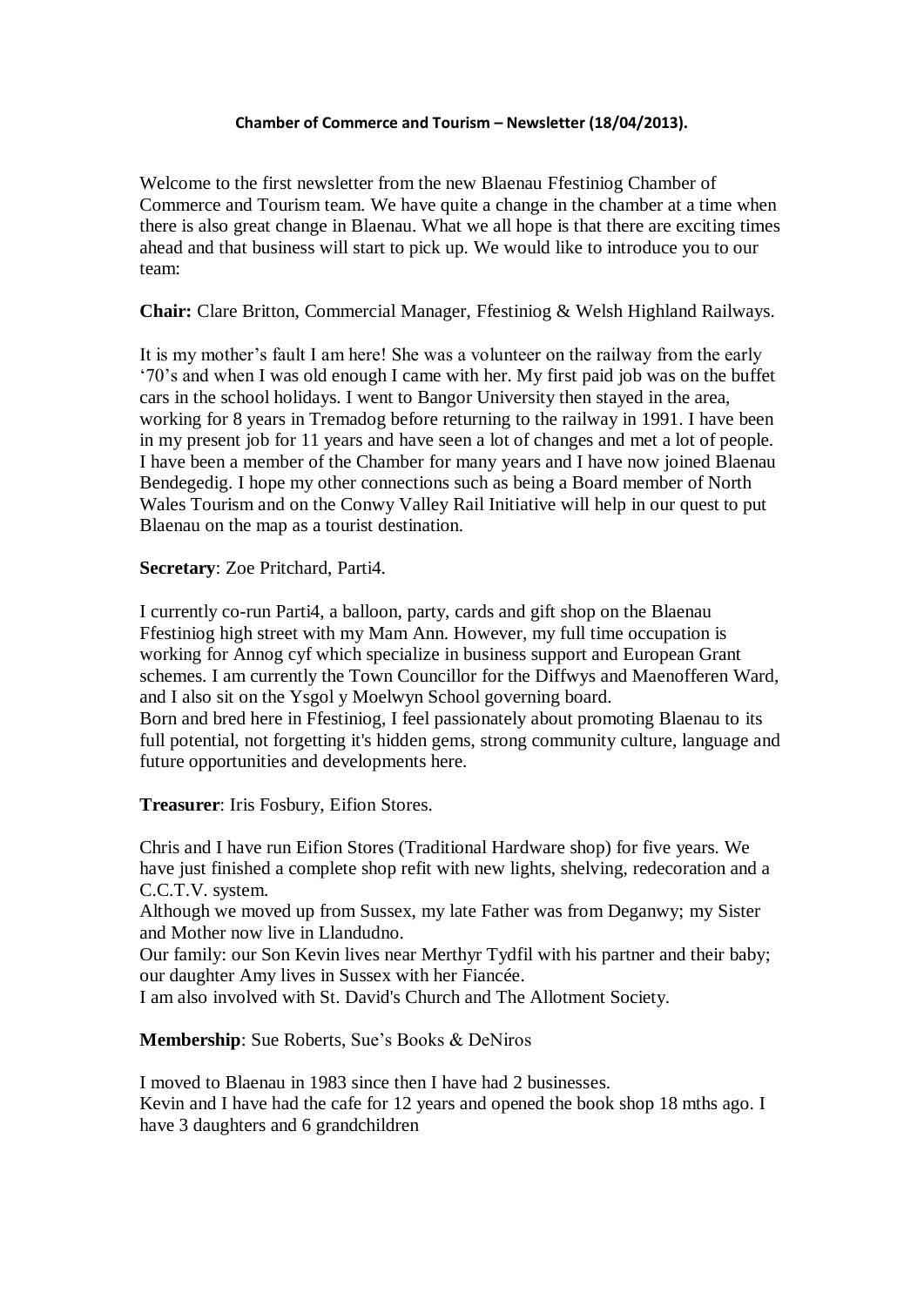**Chamber of Commerce and Tourism – Newsletter (18/04/2013).**

Welcome to the first newsletter from the new Blaenau Ffestiniog Chamber of Commerce and Tourism team. We have quite a change in the chamber at a time when there is also great change in Blaenau. What we all hope is that there are exciting times ahead and that business will start to pick up. We would like to introduce you to our team:

**Chair:** Clare Britton, Commercial Manager, Ffestiniog & Welsh Highland Railways.

It is my mother's fault I am here! She was a volunteer on the railway from the early '70's and when I was old enough I came with her. My first paid job was on the buffet cars in the school holidays. I went to Bangor University then stayed in the area, working for 8 years in Tremadog before returning to the railway in 1991. I have been in my present job for 11 years and have seen a lot of changes and met a lot of people. I have been a member of the Chamber for many years and I have now joined Blaenau Bendegedig. I hope my other connections such as being a Board member of North Wales Tourism and on the Conwy Valley Rail Initiative will help in our quest to put Blaenau on the map as a tourist destination.

**Secretary**: Zoe Pritchard, Parti4.

I currently co-run Parti4, a balloon, party, cards and gift shop on the Blaenau Ffestiniog high street with my Mam Ann. However, my full time occupation is working for Annog cyf which specialize in business support and European Grant schemes. I am currently the Town Councillor for the Diffwys and Maenofferen Ward, and I also sit on the Ysgol y Moelwyn School governing board.
Born and bred here in Ffestiniog, I feel passionately about promoting Blaenau to its full potential, not forgetting it's hidden gems, strong community culture, language and future opportunities and developments here.

**Treasurer**: Iris Fosbury, Eifion Stores.

Chris and I have run Eifion Stores (Traditional Hardware shop) for five years. We have just finished a complete shop refit with new lights, shelving, redecoration and a C.C.T.V. system.
Although we moved up from Sussex, my late Father was from Deganwy; my Sister and Mother now live in Llandudno.
Our family: our Son Kevin lives near Merthyr Tydfil with his partner and their baby; our daughter Amy lives in Sussex with her Fiancée.
I am also involved with St. David's Church and The Allotment Society.

**Membership**: Sue Roberts, Sue's Books & DeNiros

I moved to Blaenau in 1983 since then I have had 2 businesses.
Kevin and I have had the cafe for 12 years and opened the book shop 18 mths ago. I have 3 daughters and 6 grandchildren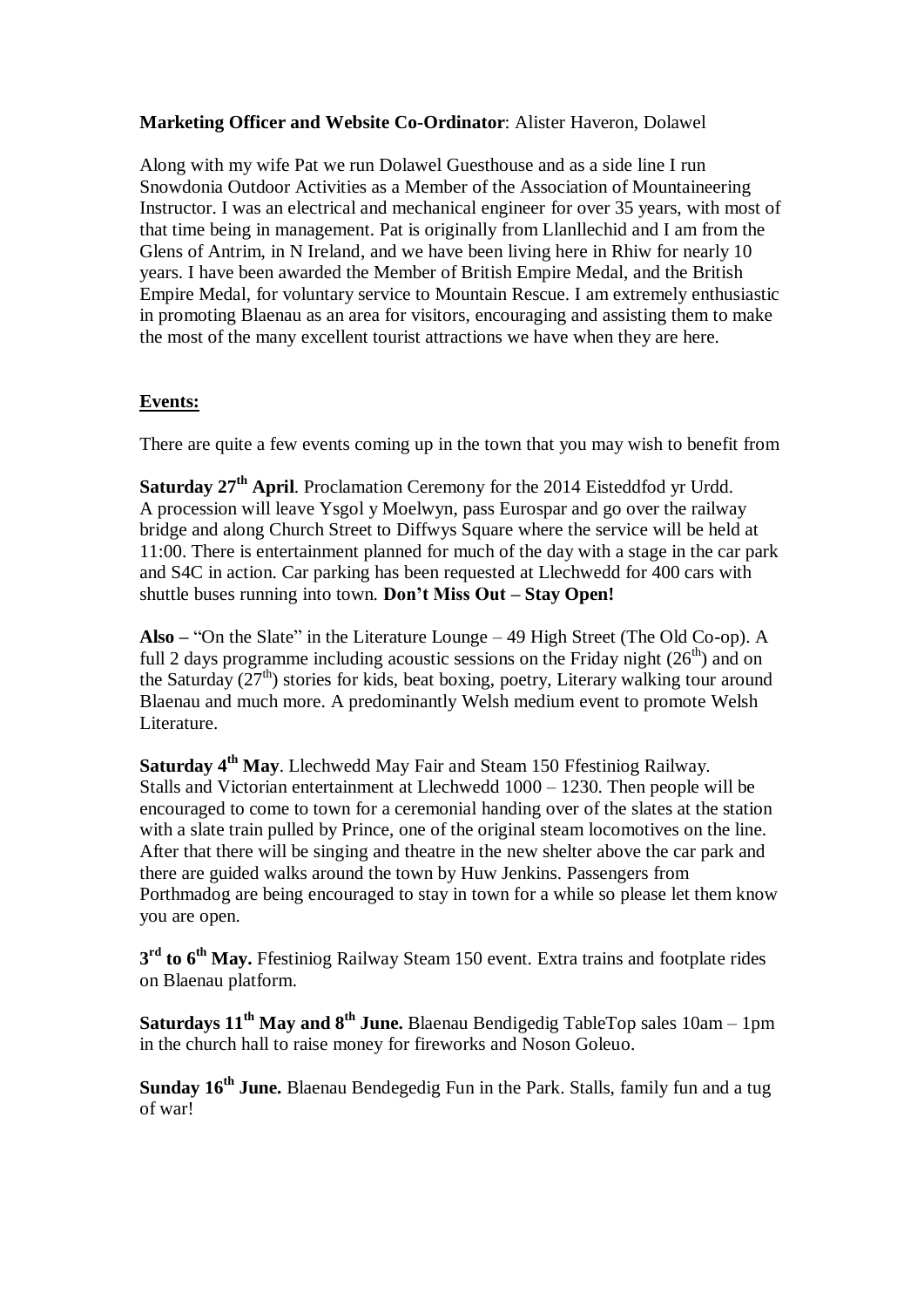**Marketing Officer and Website Co-Ordinator**: Alister Haveron, Dolawel

Along with my wife Pat we run Dolawel Guesthouse and as a side line I run Snowdonia Outdoor Activities as a Member of the Association of Mountaineering Instructor. I was an electrical and mechanical engineer for over 35 years, with most of that time being in management. Pat is originally from Llanllechid and I am from the Glens of Antrim, in N Ireland, and we have been living here in Rhiw for nearly 10 years. I have been awarded the Member of British Empire Medal, and the British Empire Medal, for voluntary service to Mountain Rescue. I am extremely enthusiastic in promoting Blaenau as an area for visitors, encouraging and assisting them to make the most of the many excellent tourist attractions we have when they are here.

## Events:

There are quite a few events coming up in the town that you may wish to benefit from

**Saturday 27th April**. Proclamation Ceremony for the 2014 Eisteddfod yr Urdd. A procession will leave Ysgol y Moelwyn, pass Eurospar and go over the railway bridge and along Church Street to Diffwys Square where the service will be held at 11:00. There is entertainment planned for much of the day with a stage in the car park and S4C in action. Car parking has been requested at Llechwedd for 400 cars with shuttle buses running into town. **Don't Miss Out – Stay Open!**

**Also –** "On the Slate" in the Literature Lounge – 49 High Street (The Old Co-op). A full 2 days programme including acoustic sessions on the Friday night (26th) and on the Saturday (27th) stories for kids, beat boxing, poetry, Literary walking tour around Blaenau and much more. A predominantly Welsh medium event to promote Welsh Literature.

**Saturday 4th May**. Llechwedd May Fair and Steam 150 Ffestiniog Railway. Stalls and Victorian entertainment at Llechwedd 1000 – 1230. Then people will be encouraged to come to town for a ceremonial handing over of the slates at the station with a slate train pulled by Prince, one of the original steam locomotives on the line. After that there will be singing and theatre in the new shelter above the car park and there are guided walks around the town by Huw Jenkins. Passengers from Porthmadog are being encouraged to stay in town for a while so please let them know you are open.

**3rd to 6th May.** Ffestiniog Railway Steam 150 event. Extra trains and footplate rides on Blaenau platform.

**Saturdays 11th May and 8th June.** Blaenau Bendigedig TableTop sales 10am – 1pm in the church hall to raise money for fireworks and Noson Goleuo.

**Sunday 16th June.** Blaenau Bendegedig Fun in the Park. Stalls, family fun and a tug of war!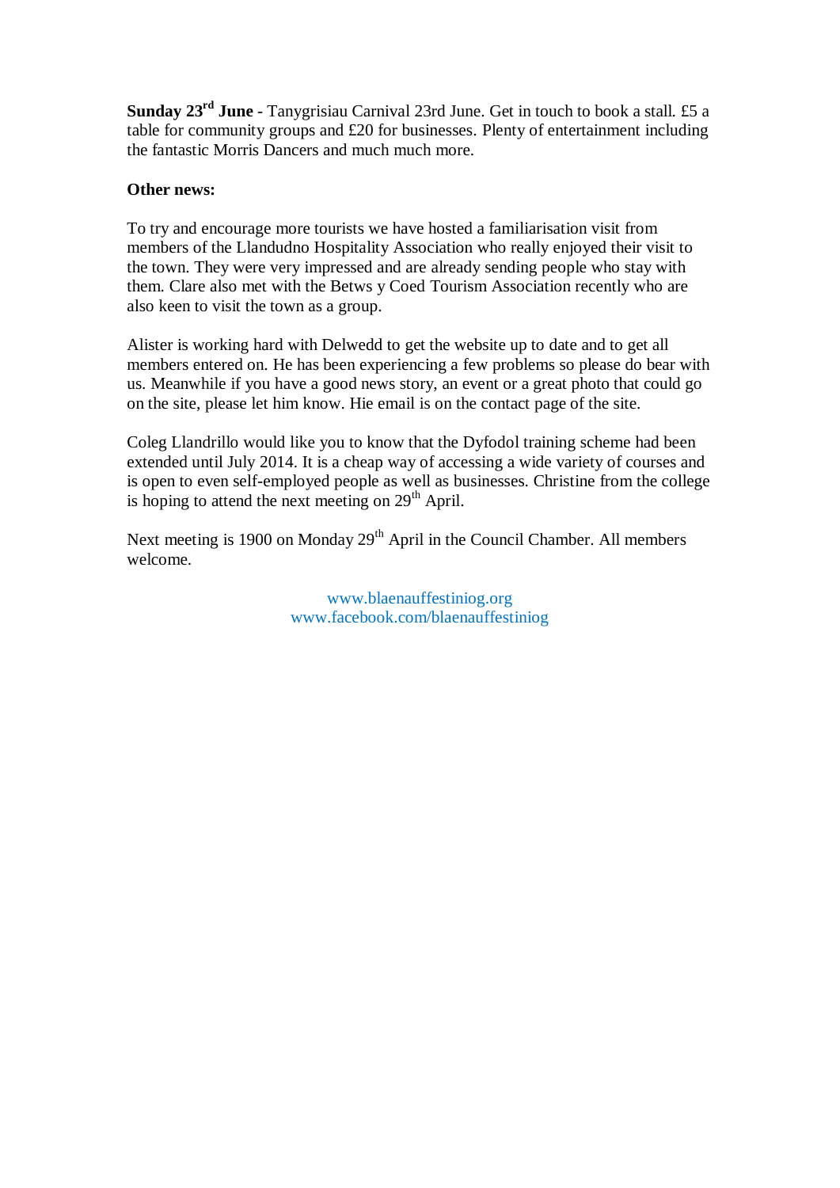**Sunday 23rd June** - Tanygrisiau Carnival 23rd June. Get in touch to book a stall. £5 a table for community groups and £20 for businesses. Plenty of entertainment including the fantastic Morris Dancers and much much more.

**Other news:**

To try and encourage more tourists we have hosted a familiarisation visit from members of the Llandudno Hospitality Association who really enjoyed their visit to the town. They were very impressed and are already sending people who stay with them. Clare also met with the Betws y Coed Tourism Association recently who are also keen to visit the town as a group.

Alister is working hard with Delwedd to get the website up to date and to get all members entered on. He has been experiencing a few problems so please do bear with us. Meanwhile if you have a good news story, an event or a great photo that could go on the site, please let him know. Hie email is on the contact page of the site.

Coleg Llandrillo would like you to know that the Dyfodol training scheme had been extended until July 2014. It is a cheap way of accessing a wide variety of courses and is open to even self-employed people as well as businesses. Christine from the college is hoping to attend the next meeting on 29th April.

Next meeting is 1900 on Monday 29th April in the Council Chamber. All members welcome.

www.blaenauffestiniog.org
www.facebook.com/blaenauffestiniog